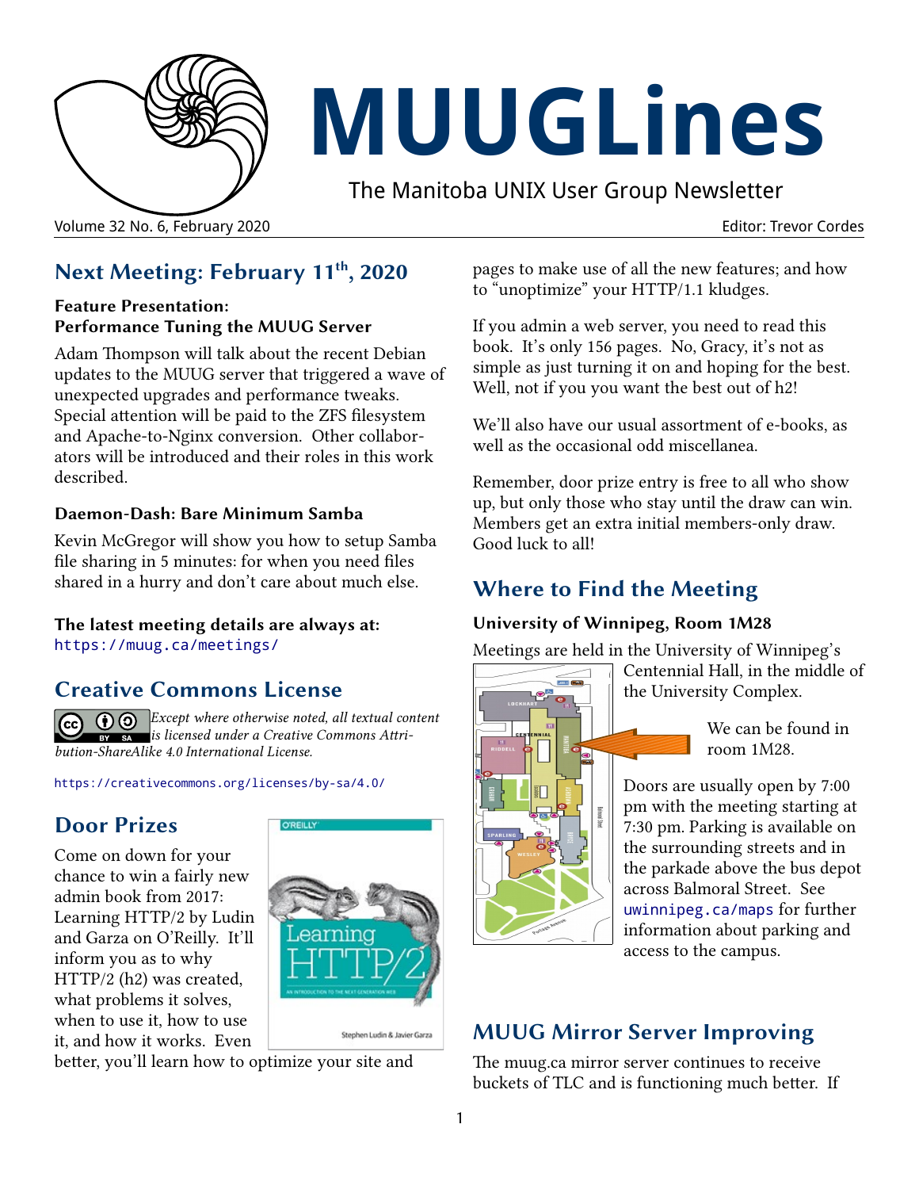# MUUGLines

The Manitoba UNIX User Group Newsletter

Volume 32 No. 6, February 2020 — Editor: Trevor Cordes

## Next Meeting: February 11th, 2020

**Feature Presentation:**
**Performance Tuning the MUUG Server**

Adam Thompson will talk about the recent Debian updates to the MUUG server that triggered a wave of unexpected upgrades and performance tweaks. Special attention will be paid to the ZFS filesystem and Apache-to-Nginx conversion. Other collaborators will be introduced and their roles in this work described.

### Daemon-Dash: Bare Minimum Samba

Kevin McGregor will show you how to setup Samba file sharing in 5 minutes: for when you need files shared in a hurry and don't care about much else.

**The latest meeting details are always at:**
https://muug.ca/meetings/

## Creative Commons License

*Except where otherwise noted, all textual content is licensed under a Creative Commons Attribution-ShareAlike 4.0 International License.*

https://creativecommons.org/licenses/by-sa/4.0/

## Door Prizes

Come on down for your chance to win a fairly new admin book from 2017: Learning HTTP/2 by Ludin and Garza on O'Reilly. It'll inform you as to why HTTP/2 (h2) was created, what problems it solves, when to use it, how to use it, and how it works. Even better, you'll learn how to optimize your site and pages to make use of all the new features; and how to "unoptimize" your HTTP/1.1 kludges.

If you admin a web server, you need to read this book. It's only 156 pages. No, Gracy, it's not as simple as just turning it on and hoping for the best. Well, not if you you want the best out of h2!

We'll also have our usual assortment of e-books, as well as the occasional odd miscellanea.

Remember, door prize entry is free to all who show up, but only those who stay until the draw can win. Members get an extra initial members-only draw. Good luck to all!

## Where to Find the Meeting

### University of Winnipeg, Room 1M28

Meetings are held in the University of Winnipeg's Centennial Hall, in the middle of the University Complex.

We can be found in room 1M28.

Doors are usually open by 7:00 pm with the meeting starting at 7:30 pm. Parking is available on the surrounding streets and in the parkade above the bus depot across Balmoral Street. See uwinnipeg.ca/maps for further information about parking and access to the campus.

## MUUG Mirror Server Improving

The muug.ca mirror server continues to receive buckets of TLC and is functioning much better. If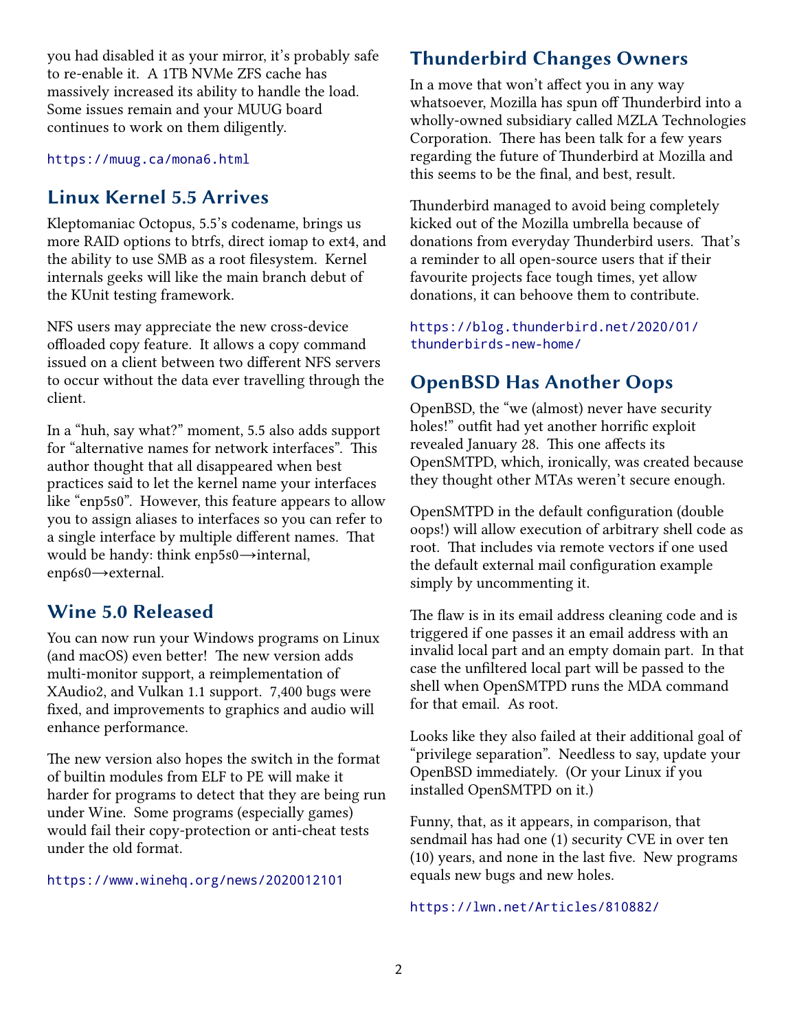you had disabled it as your mirror, it's probably safe to re-enable it. A 1TB NVMe ZFS cache has massively increased its ability to handle the load. Some issues remain and your MUUG board continues to work on them diligently.

https://muug.ca/mona6.html

## Linux Kernel 5.5 Arrives

Kleptomaniac Octopus, 5.5's codename, brings us more RAID options to btrfs, direct iomap to ext4, and the ability to use SMB as a root filesystem. Kernel internals geeks will like the main branch debut of the KUnit testing framework.

NFS users may appreciate the new cross-device offloaded copy feature. It allows a copy command issued on a client between two different NFS servers to occur without the data ever travelling through the client.

In a "huh, say what?" moment, 5.5 also adds support for "alternative names for network interfaces". This author thought that all disappeared when best practices said to let the kernel name your interfaces like "enp5s0". However, this feature appears to allow you to assign aliases to interfaces so you can refer to a single interface by multiple different names. That would be handy: think enp5s0→internal, enp6s0→external.

## Wine 5.0 Released

You can now run your Windows programs on Linux (and macOS) even better! The new version adds multi-monitor support, a reimplementation of XAudio2, and Vulkan 1.1 support. 7,400 bugs were fixed, and improvements to graphics and audio will enhance performance.

The new version also hopes the switch in the format of builtin modules from ELF to PE will make it harder for programs to detect that they are being run under Wine. Some programs (especially games) would fail their copy-protection or anti-cheat tests under the old format.

https://www.winehq.org/news/2020012101

## Thunderbird Changes Owners

In a move that won't affect you in any way whatsoever, Mozilla has spun off Thunderbird into a wholly-owned subsidiary called MZLA Technologies Corporation. There has been talk for a few years regarding the future of Thunderbird at Mozilla and this seems to be the final, and best, result.

Thunderbird managed to avoid being completely kicked out of the Mozilla umbrella because of donations from everyday Thunderbird users. That's a reminder to all open-source users that if their favourite projects face tough times, yet allow donations, it can behoove them to contribute.

https://blog.thunderbird.net/2020/01/thunderbirds-new-home/

## OpenBSD Has Another Oops

OpenBSD, the "we (almost) never have security holes!" outfit had yet another horrific exploit revealed January 28. This one affects its OpenSMTPD, which, ironically, was created because they thought other MTAs weren't secure enough.

OpenSMTPD in the default configuration (double oops!) will allow execution of arbitrary shell code as root. That includes via remote vectors if one used the default external mail configuration example simply by uncommenting it.

The flaw is in its email address cleaning code and is triggered if one passes it an email address with an invalid local part and an empty domain part. In that case the unfiltered local part will be passed to the shell when OpenSMTPD runs the MDA command for that email. As root.

Looks like they also failed at their additional goal of "privilege separation". Needless to say, update your OpenBSD immediately. (Or your Linux if you installed OpenSMTPD on it.)

Funny, that, as it appears, in comparison, that sendmail has had one (1) security CVE in over ten (10) years, and none in the last five. New programs equals new bugs and new holes.

https://lwn.net/Articles/810882/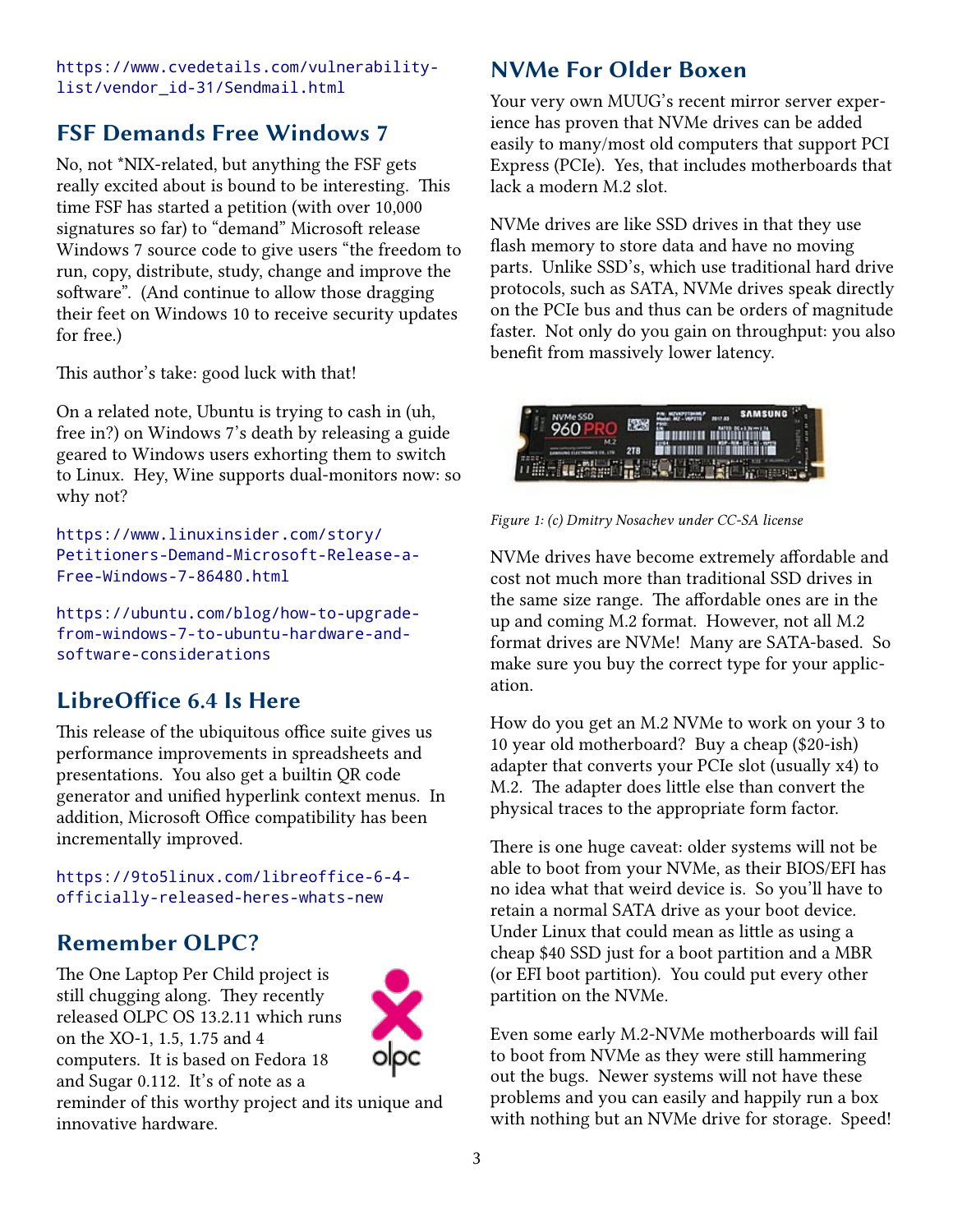https://www.cvedetails.com/vulnerability-list/vendor_id-31/Sendmail.html

## FSF Demands Free Windows 7

No, not *NIX-related, but anything the FSF gets really excited about is bound to be interesting. This time FSF has started a petition (with over 10,000 signatures so far) to "demand" Microsoft release Windows 7 source code to give users "the freedom to run, copy, distribute, study, change and improve the software". (And continue to allow those dragging their feet on Windows 10 to receive security updates for free.)

This author's take: good luck with that!

On a related note, Ubuntu is trying to cash in (uh, free in?) on Windows 7's death by releasing a guide geared to Windows users exhorting them to switch to Linux. Hey, Wine supports dual-monitors now: so why not?

https://www.linuxinsider.com/story/Petitioners-Demand-Microsoft-Release-a-Free-Windows-7-86480.html

https://ubuntu.com/blog/how-to-upgrade-from-windows-7-to-ubuntu-hardware-and-software-considerations

## LibreOffice 6.4 Is Here

This release of the ubiquitous office suite gives us performance improvements in spreadsheets and presentations. You also get a builtin QR code generator and unified hyperlink context menus. In addition, Microsoft Office compatibility has been incrementally improved.

https://9to5linux.com/libreoffice-6-4-officially-released-heres-whats-new

## Remember OLPC?

The One Laptop Per Child project is still chugging along. They recently released OLPC OS 13.2.11 which runs on the XO-1, 1.5, 1.75 and 4 computers. It is based on Fedora 18 and Sugar 0.112. It's of note as a reminder of this worthy project and its unique and innovative hardware.

## NVMe For Older Boxen

Your very own MUUG's recent mirror server experience has proven that NVMe drives can be added easily to many/most old computers that support PCI Express (PCIe). Yes, that includes motherboards that lack a modern M.2 slot.

NVMe drives are like SSD drives in that they use flash memory to store data and have no moving parts. Unlike SSD's, which use traditional hard drive protocols, such as SATA, NVMe drives speak directly on the PCIe bus and thus can be orders of magnitude faster. Not only do you gain on throughput: you also benefit from massively lower latency.

*Figure 1: (c) Dmitry Nosachev under CC-SA license*

NVMe drives have become extremely affordable and cost not much more than traditional SSD drives in the same size range. The affordable ones are in the up and coming M.2 format. However, not all M.2 format drives are NVMe! Many are SATA-based. So make sure you buy the correct type for your application.

How do you get an M.2 NVMe to work on your 3 to 10 year old motherboard? Buy a cheap ($20-ish) adapter that converts your PCIe slot (usually x4) to M.2. The adapter does little else than convert the physical traces to the appropriate form factor.

There is one huge caveat: older systems will not be able to boot from your NVMe, as their BIOS/EFI has no idea what that weird device is. So you'll have to retain a normal SATA drive as your boot device. Under Linux that could mean as little as using a cheap $40 SSD just for a boot partition and a MBR (or EFI boot partition). You could put every other partition on the NVMe.

Even some early M.2-NVMe motherboards will fail to boot from NVMe as they were still hammering out the bugs. Newer systems will not have these problems and you can easily and happily run a box with nothing but an NVMe drive for storage. Speed!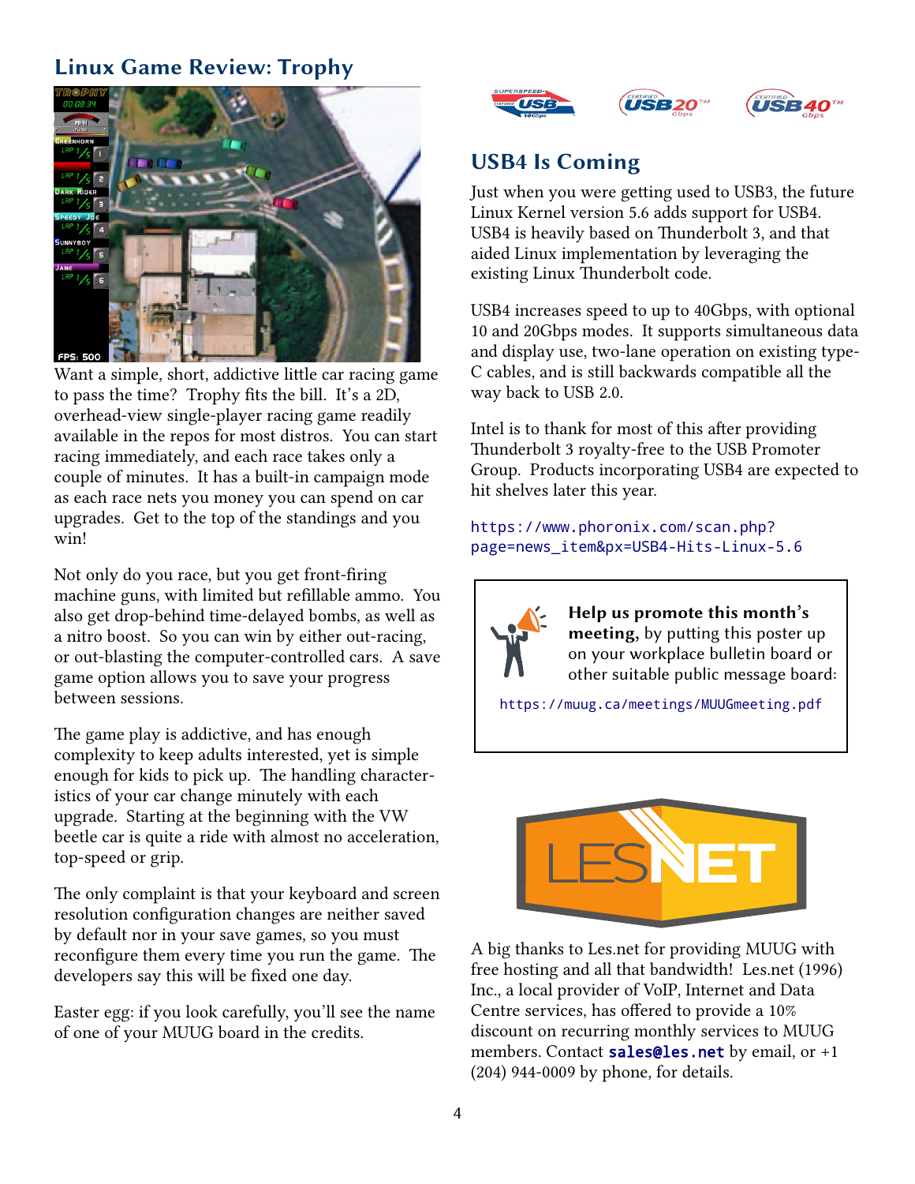## Linux Game Review: Trophy

Want a simple, short, addictive little car racing game to pass the time? Trophy fits the bill. It's a 2D, overhead-view single-player racing game readily available in the repos for most distros. You can start racing immediately, and each race takes only a couple of minutes. It has a built-in campaign mode as each race nets you money you can spend on car upgrades. Get to the top of the standings and you win!

Not only do you race, but you get front-firing machine guns, with limited but refillable ammo. You also get drop-behind time-delayed bombs, as well as a nitro boost. So you can win by either out-racing, or out-blasting the computer-controlled cars. A save game option allows you to save your progress between sessions.

The game play is addictive, and has enough complexity to keep adults interested, yet is simple enough for kids to pick up. The handling characteristics of your car change minutely with each upgrade. Starting at the beginning with the VW beetle car is quite a ride with almost no acceleration, top-speed or grip.

The only complaint is that your keyboard and screen resolution configuration changes are neither saved by default nor in your save games, so you must reconfigure them every time you run the game. The developers say this will be fixed one day.

Easter egg: if you look carefully, you'll see the name of one of your MUUG board in the credits.

## USB4 Is Coming

Just when you were getting used to USB3, the future Linux Kernel version 5.6 adds support for USB4. USB4 is heavily based on Thunderbolt 3, and that aided Linux implementation by leveraging the existing Linux Thunderbolt code.

USB4 increases speed to up to 40Gbps, with optional 10 and 20Gbps modes. It supports simultaneous data and display use, two-lane operation on existing type-C cables, and is still backwards compatible all the way back to USB 2.0.

Intel is to thank for most of this after providing Thunderbolt 3 royalty-free to the USB Promoter Group. Products incorporating USB4 are expected to hit shelves later this year.

https://www.phoronix.com/scan.php?page=news_item&px=USB4-Hits-Linux-5.6

**Help us promote this month's meeting,** by putting this poster up on your workplace bulletin board or other suitable public message board:

https://muug.ca/meetings/MUUGmeeting.pdf

A big thanks to Les.net for providing MUUG with free hosting and all that bandwidth! Les.net (1996) Inc., a local provider of VoIP, Internet and Data Centre services, has offered to provide a 10% discount on recurring monthly services to MUUG members. Contact **sales@les.net** by email, or +1 (204) 944-0009 by phone, for details.